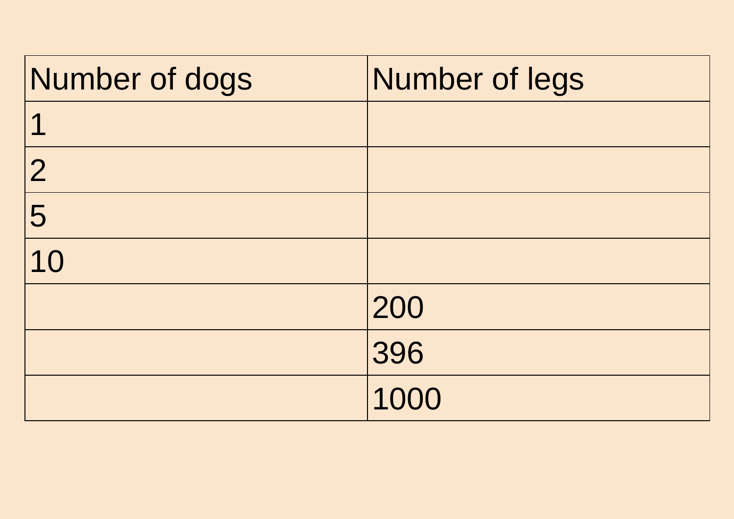| Number of dogs | Number of legs |
|---|---|
| 1 | |
| 2 | |
| 5 | |
| 10 | |
| | 200 |
| | 396 |
| | 1000 |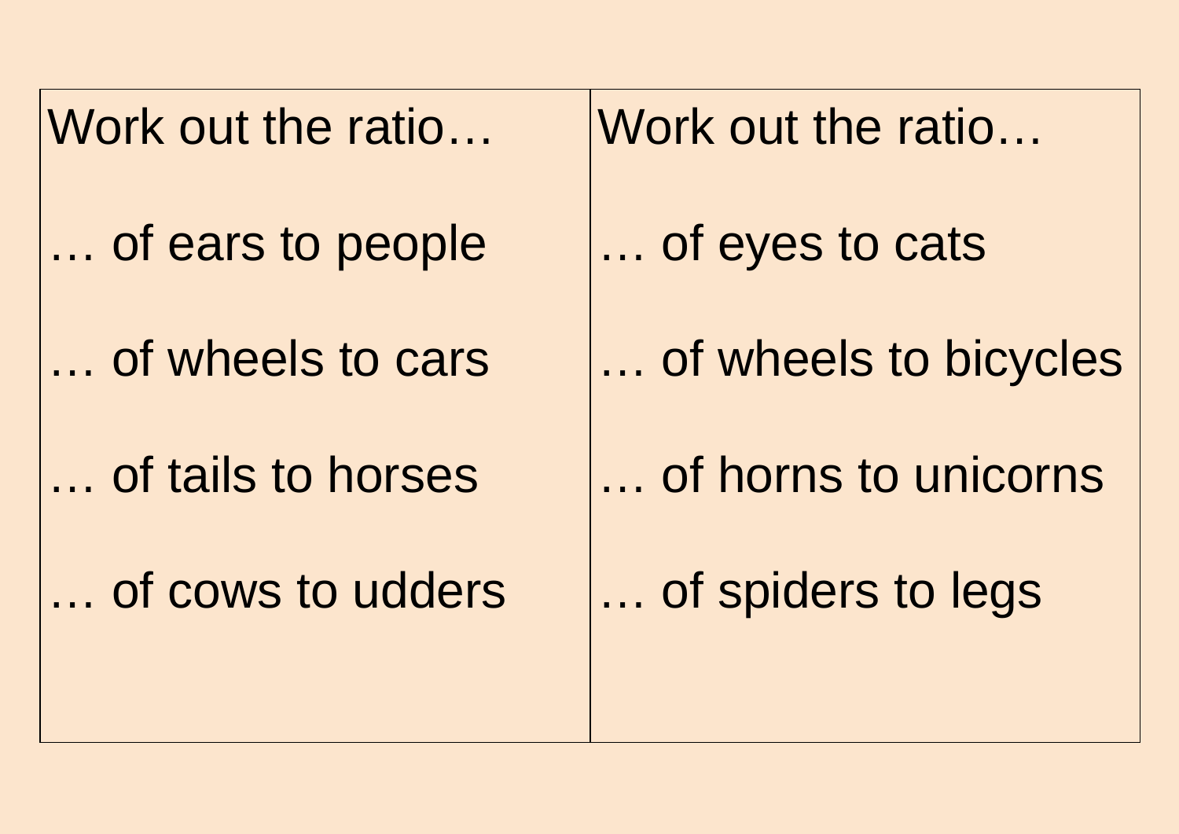| | |
|---|---|
| Work out the ratio…<br><br>… of ears to people<br><br>… of wheels to cars<br><br>… of tails to horses<br><br>… of cows to udders | Work out the ratio…<br><br>… of eyes to cats<br><br>… of wheels to bicycles<br><br>… of horns to unicorns<br><br>… of spiders to legs |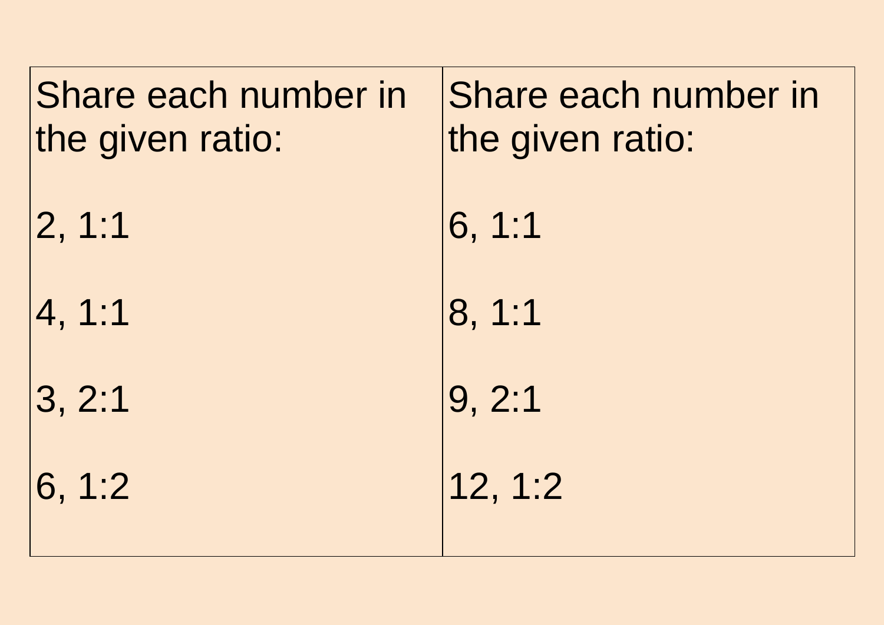| Share each number in the given ratio: | Share each number in the given ratio: |
| --- | --- |
| 2, 1:1 | 6, 1:1 |
| 4, 1:1 | 8, 1:1 |
| 3, 2:1 | 9, 2:1 |
| 6, 1:2 | 12, 1:2 |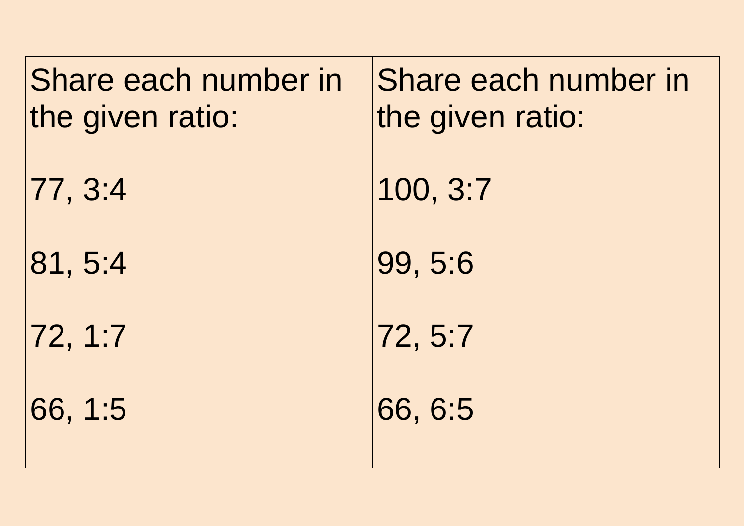| | |
|---|---|
| Share each number in the given ratio:<br><br>77, 3:4<br><br>81, 5:4<br><br>72, 1:7<br><br>66, 1:5 | Share each number in the given ratio:<br><br>100, 3:7<br><br>99, 5:6<br><br>72, 5:7<br><br>66, 6:5 |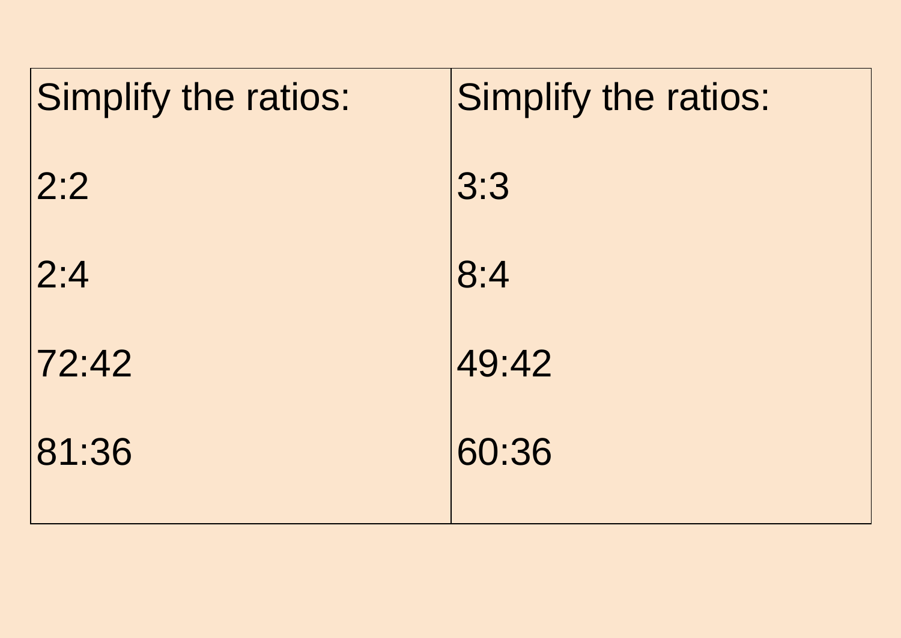| | |
|---|---|
| Simplify the ratios:<br><br>2:2<br><br>2:4<br><br>72:42<br><br>81:36 | Simplify the ratios:<br><br>3:3<br><br>8:4<br><br>49:42<br><br>60:36 |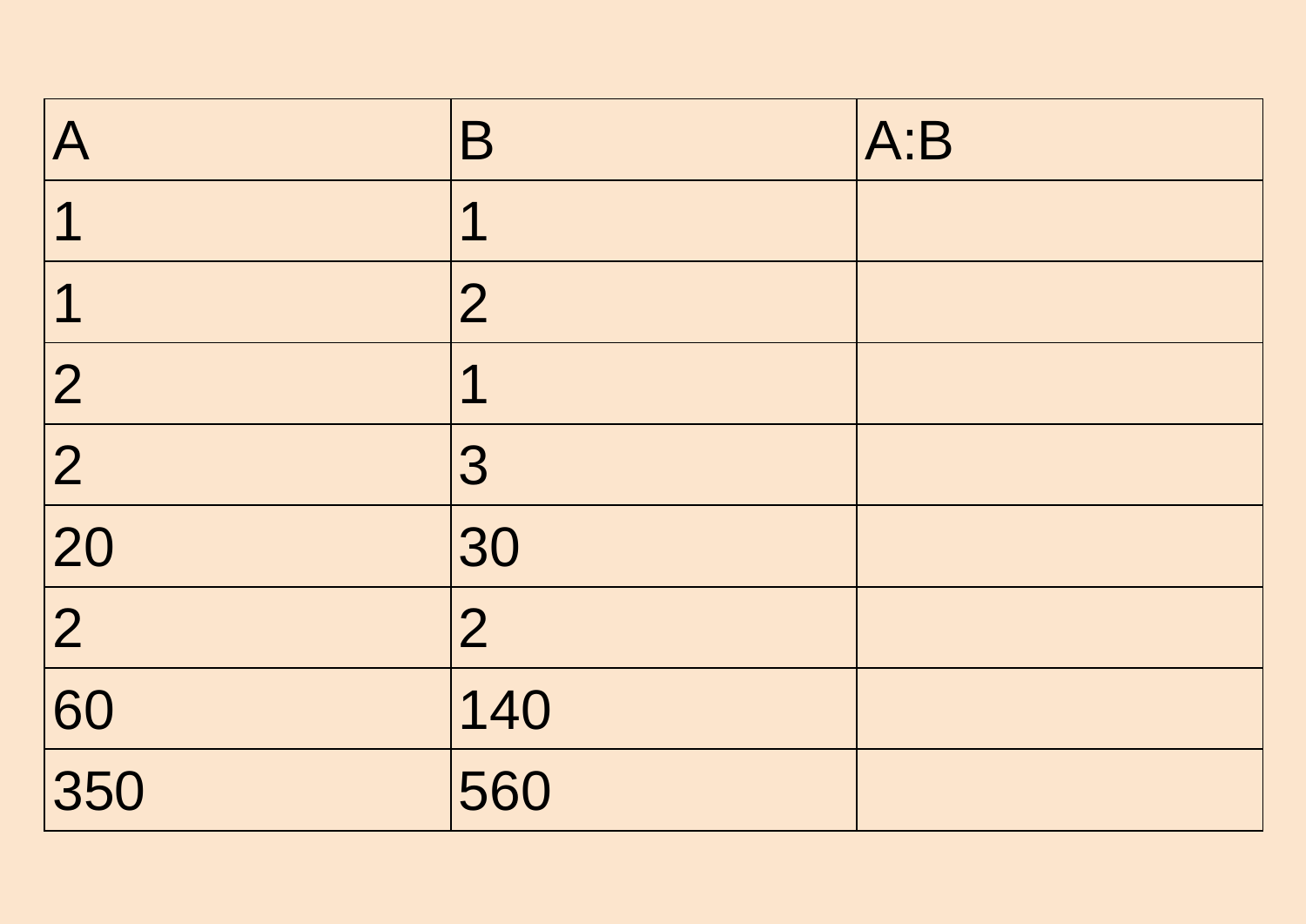| A | B | A:B |
|---|---|---|
| 1 | 1 | |
| 1 | 2 | |
| 2 | 1 | |
| 2 | 3 | |
| 20 | 30 | |
| 2 | 2 | |
| 60 | 140 | |
| 350 | 560 | |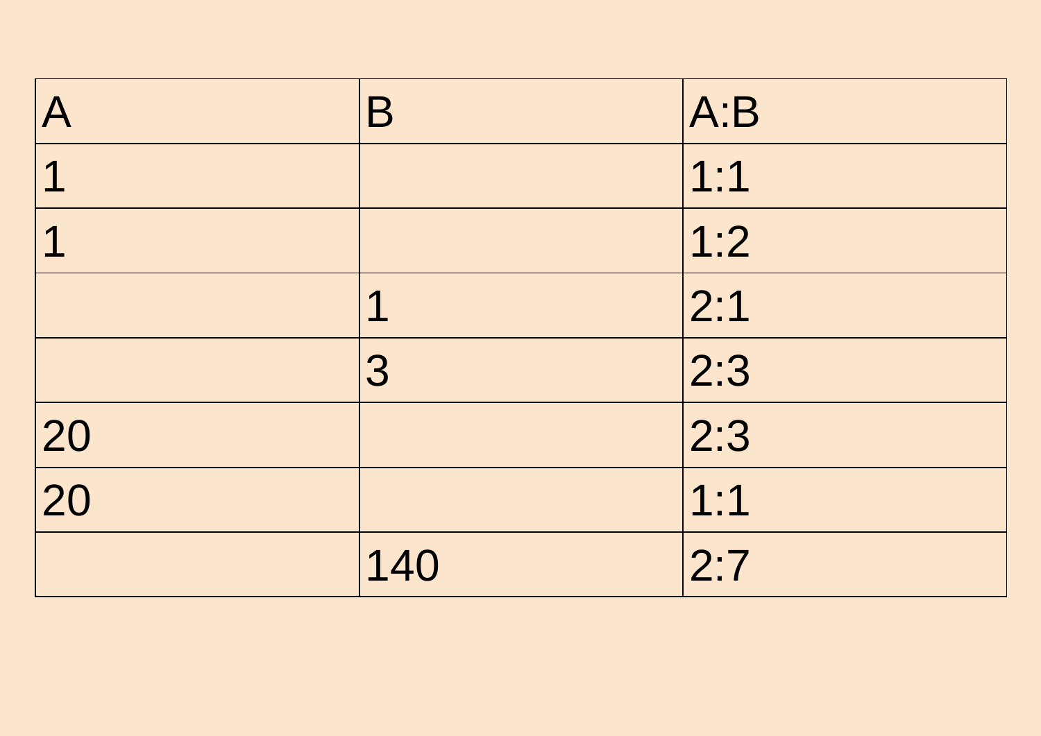| A | B | A:B |
| --- | --- | --- |
| 1 | | 1:1 |
| 1 | | 1:2 |
| | 1 | 2:1 |
| | 3 | 2:3 |
| 20 | | 2:3 |
| 20 | | 1:1 |
| | 140 | 2:7 |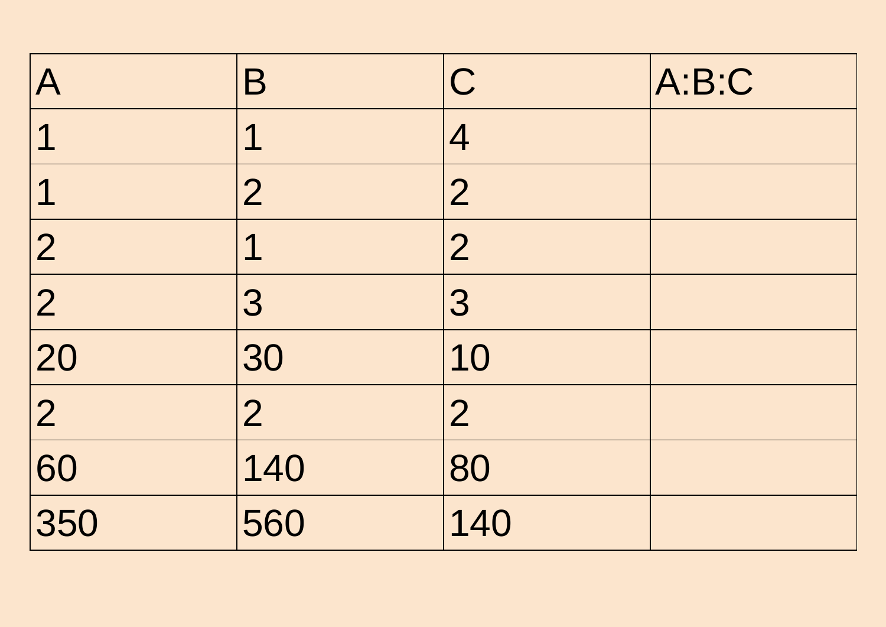| A | B | C | A:B:C |
|---|---|---|---|
| 1 | 1 | 4 | |
| 1 | 2 | 2 | |
| 2 | 1 | 2 | |
| 2 | 3 | 3 | |
| 20 | 30 | 10 | |
| 2 | 2 | 2 | |
| 60 | 140 | 80 | |
| 350 | 560 | 140 | |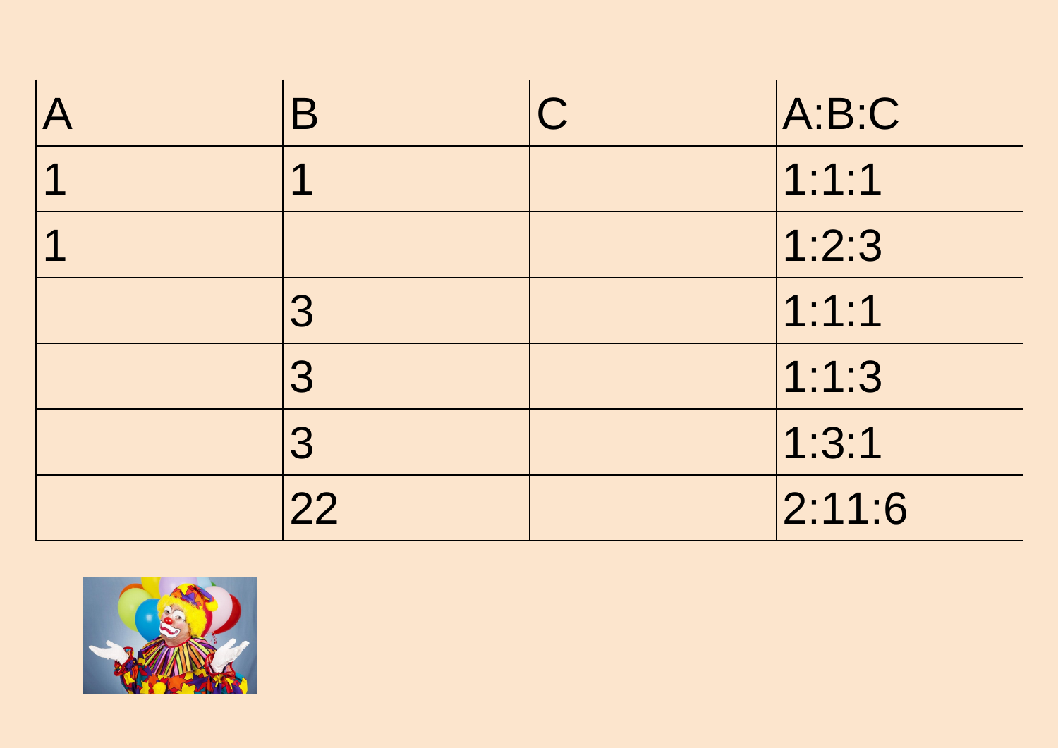| A | B | C | A:B:C |
|---|---|---|---|
| 1 | 1 | | 1:1:1 |
| 1 | | | 1:2:3 |
| | 3 | | 1:1:1 |
| | 3 | | 1:1:3 |
| | 3 | | 1:3:1 |
| | 22 | | 2:11:6 |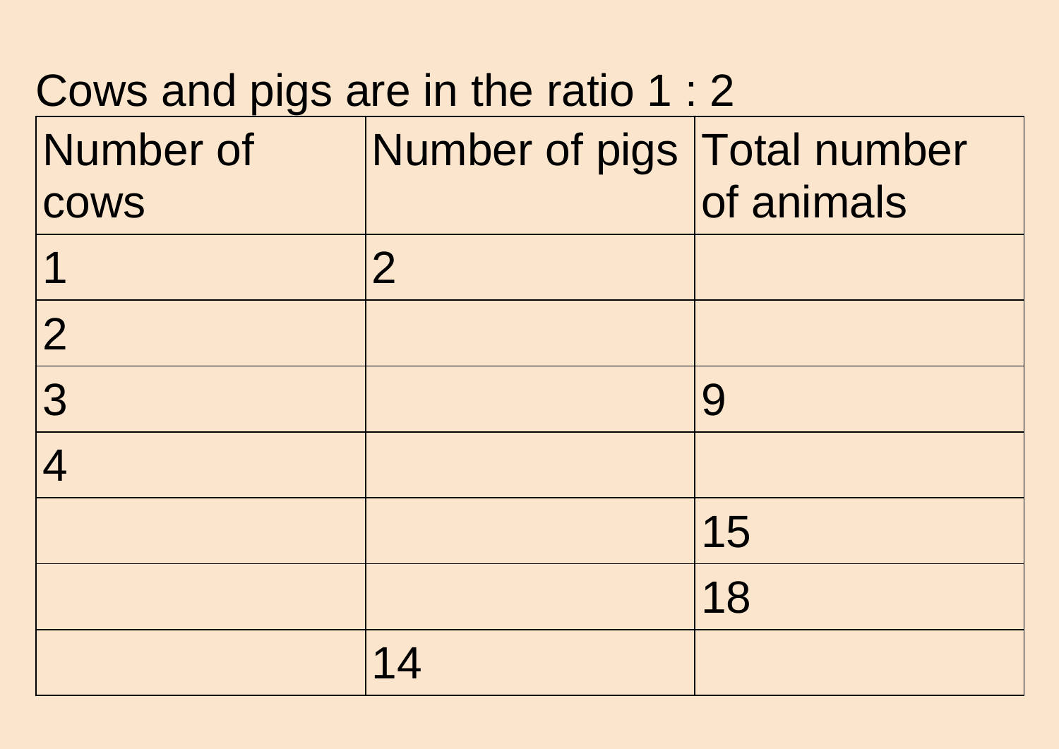Cows and pigs are in the ratio 1 : 2

| Number of cows | Number of pigs | Total number of animals |
|---|---|---|
| 1 | 2 | |
| 2 | | |
| 3 | | 9 |
| 4 | | |
| | | 15 |
| | | 18 |
| | 14 | |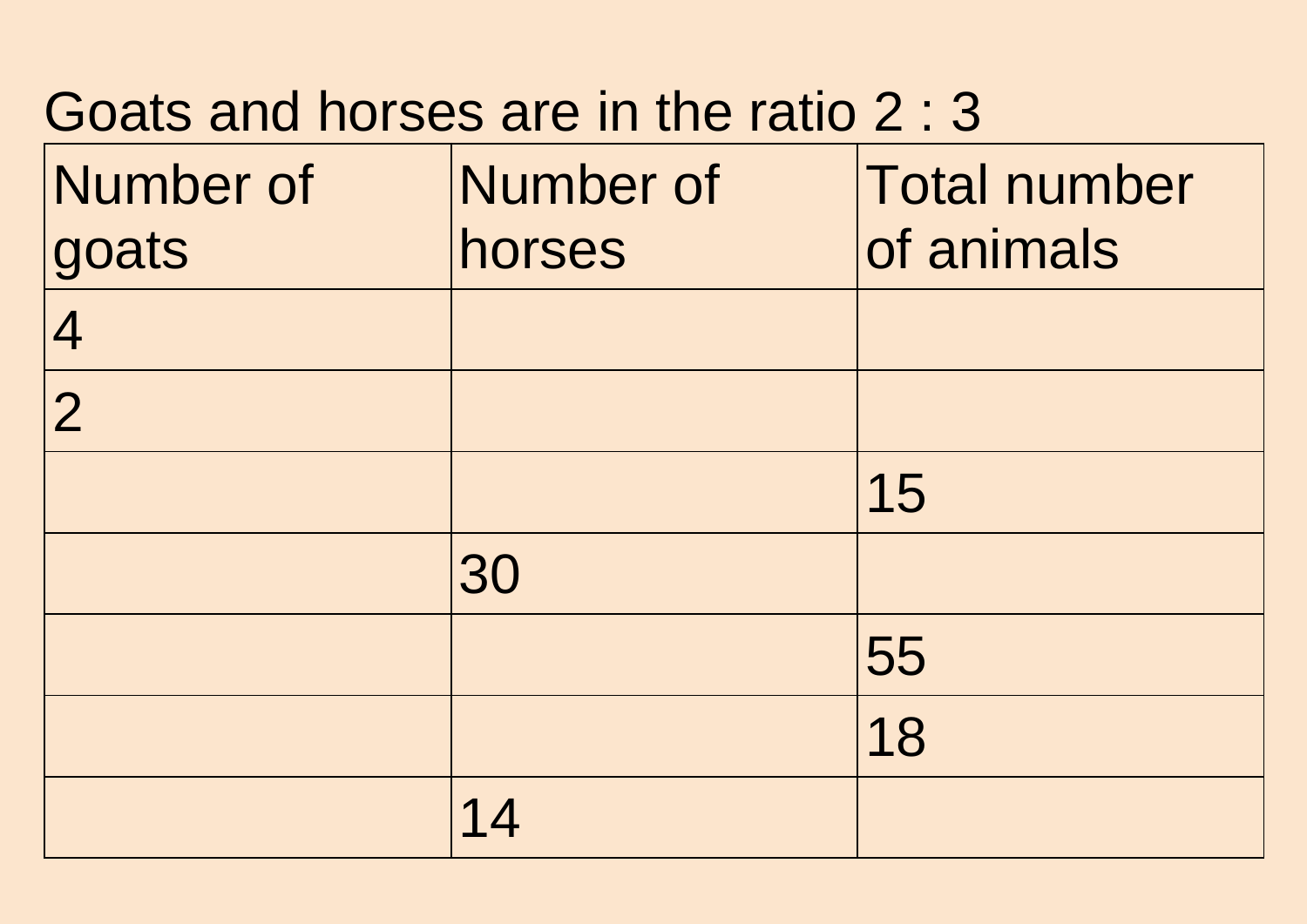Goats and horses are in the ratio 2 : 3

| Number of goats | Number of horses | Total number of animals |
|---|---|---|
| 4 | | |
| 2 | | |
| | | 15 |
| | 30 | |
| | | 55 |
| | | 18 |
| | 14 | |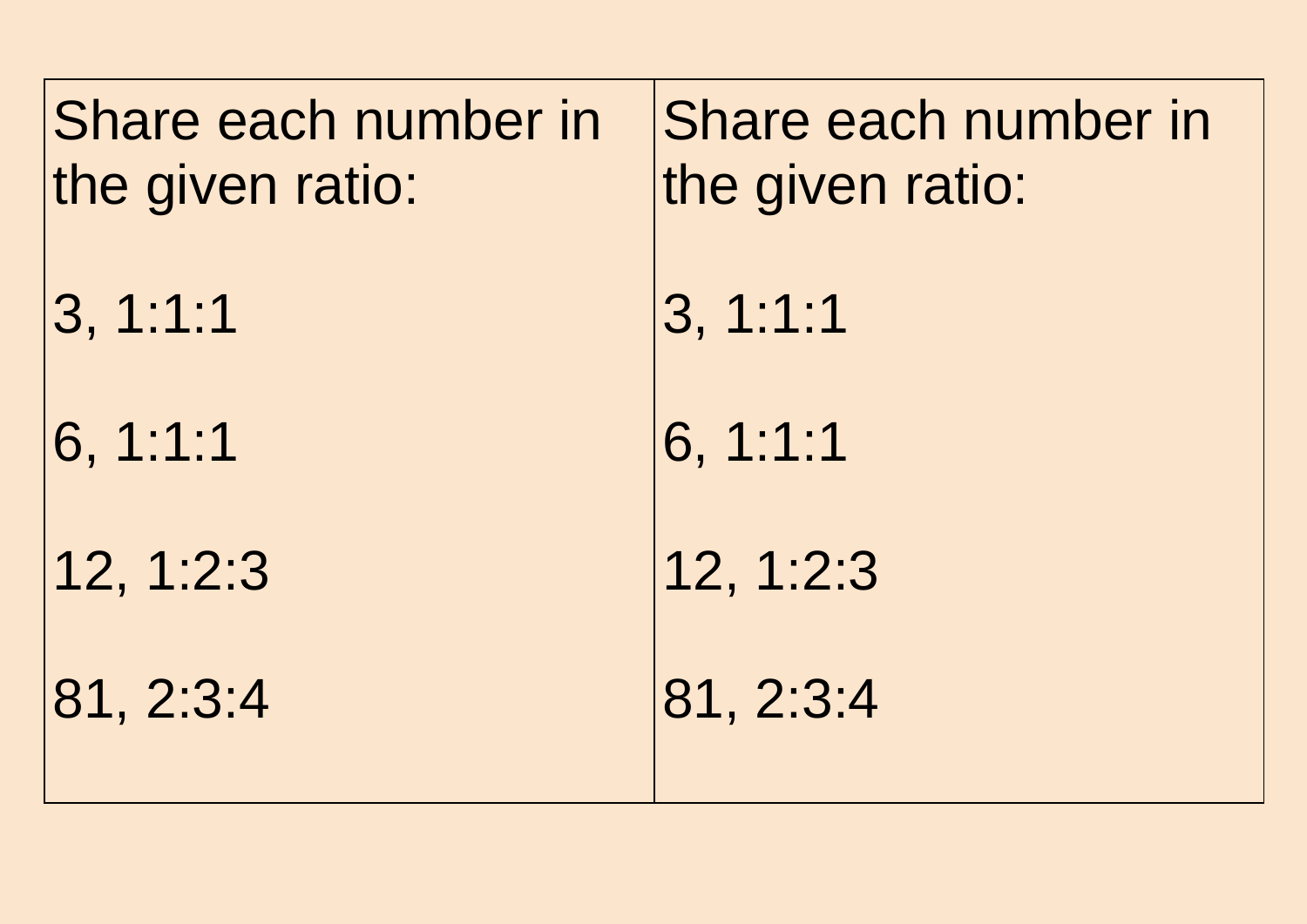| | |
|---|---|
| Share each number in the given ratio:<br><br>3, 1:1:1<br><br>6, 1:1:1<br><br>12, 1:2:3<br><br>81, 2:3:4 | Share each number in the given ratio:<br><br>3, 1:1:1<br><br>6, 1:1:1<br><br>12, 1:2:3<br><br>81, 2:3:4 |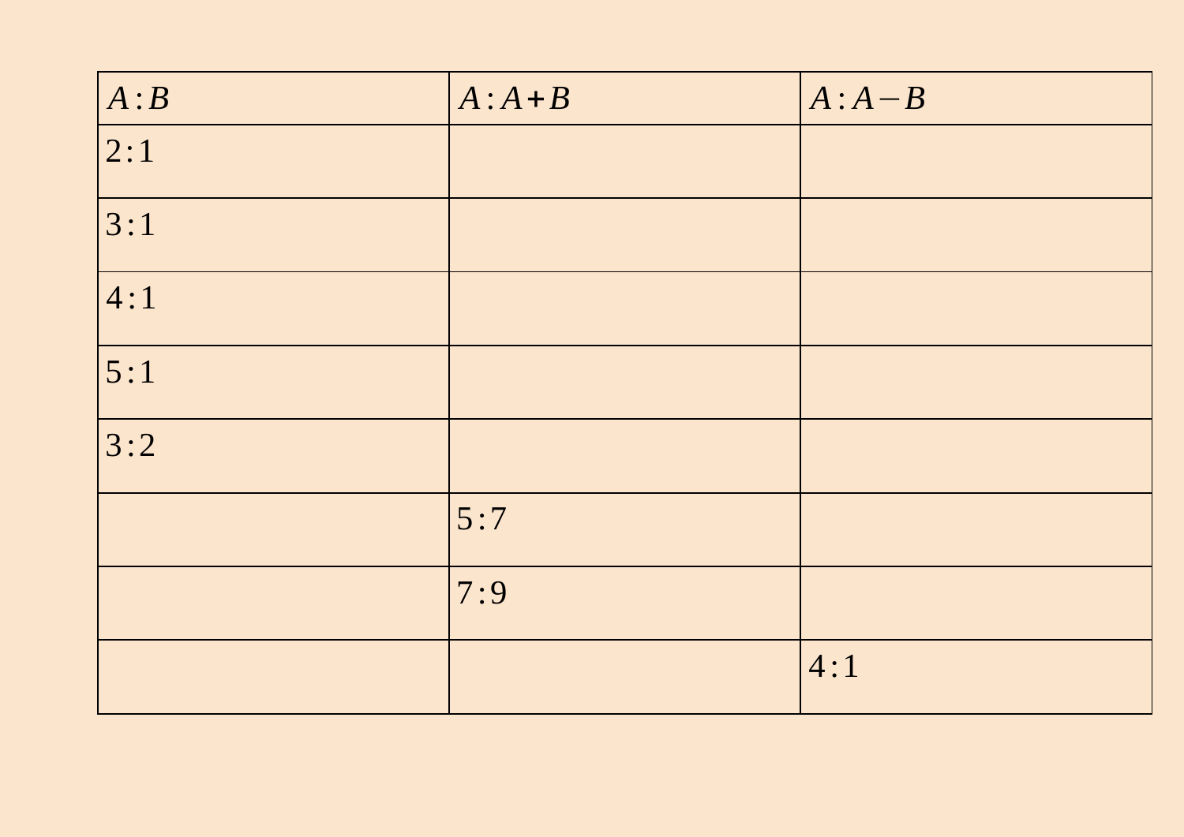| $A:B$ | $A:A+B$ | $A:A-B$ |
|---|---|---|
| 2:1 | | |
| 3:1 | | |
| 4:1 | | |
| 5:1 | | |
| 3:2 | | |
| | 5:7 | |
| | 7:9 | |
| | | 4:1 |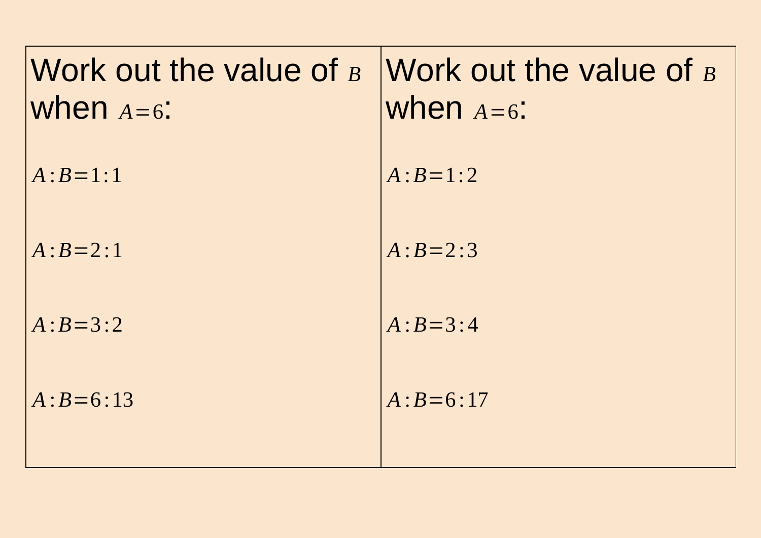| | |
|---|---|
| Work out the value of $B$ when $A=6$: | Work out the value of $B$ when $A=6$: |
| $A:B=1:1$ | $A:B=1:2$ |
| $A:B=2:1$ | $A:B=2:3$ |
| $A:B=3:2$ | $A:B=3:4$ |
| $A:B=6:13$ | $A:B=6:17$ |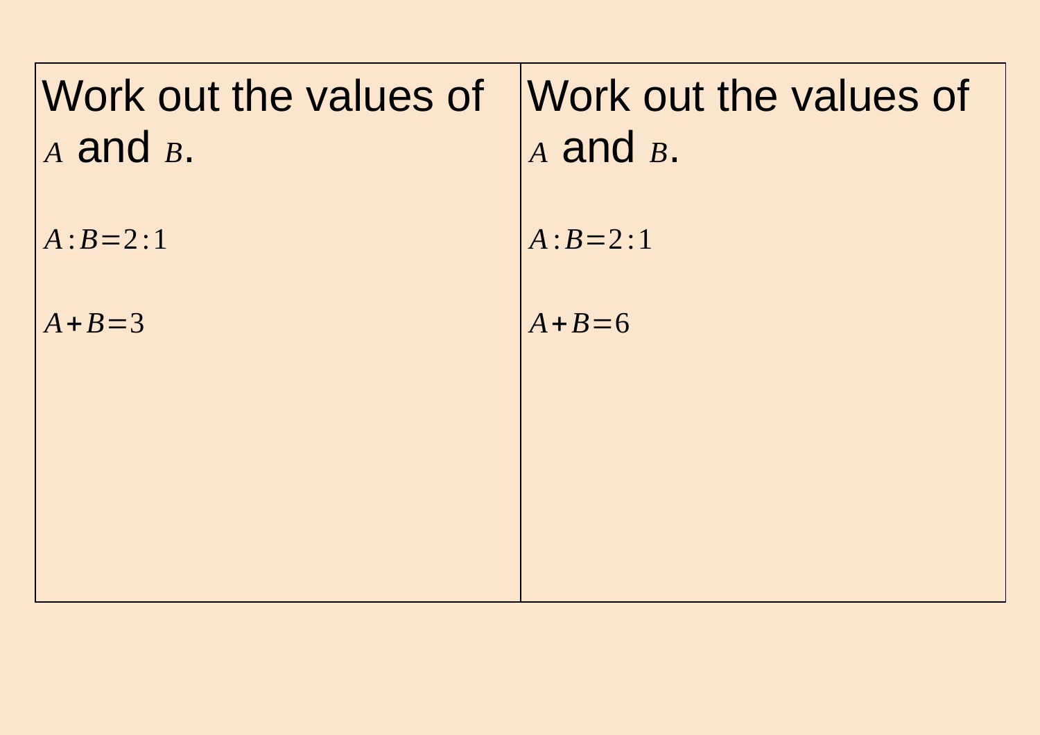Work out the values of $A$ and $B$.

$A:B=2:1$

$A+B=3$

Work out the values of $A$ and $B$.

$A:B=2:1$

$A+B=6$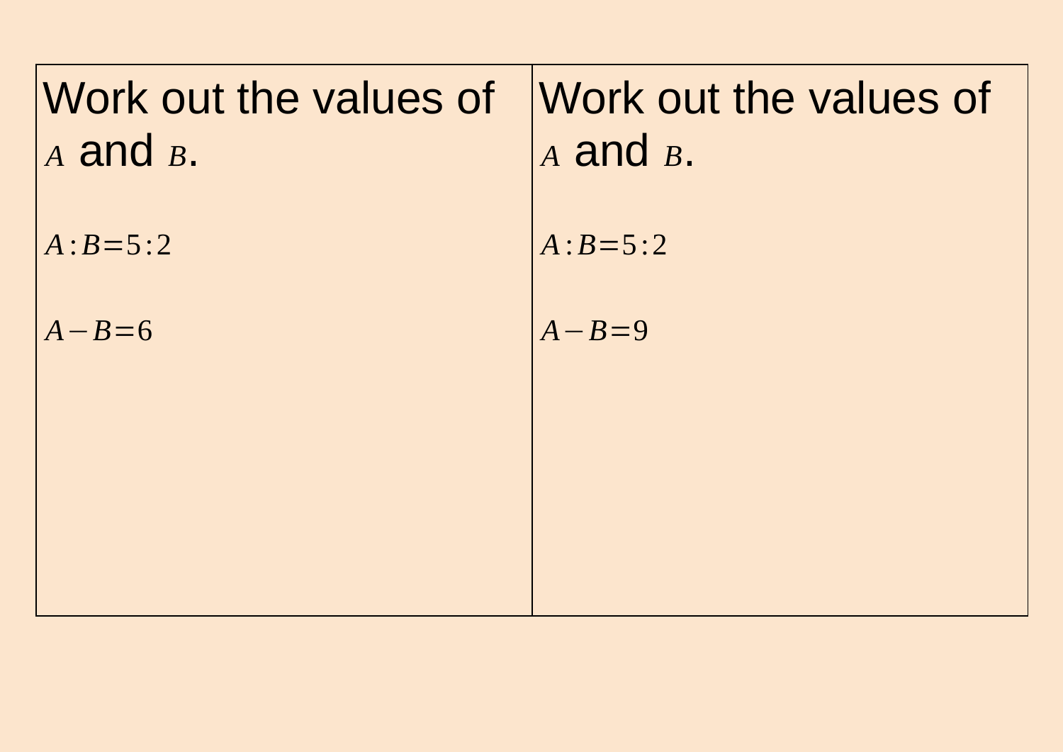Work out the values of $A$ and $B$.

$A:B=5:2$

$A-B=6$

Work out the values of $A$ and $B$.

$A:B=5:2$

$A-B=9$